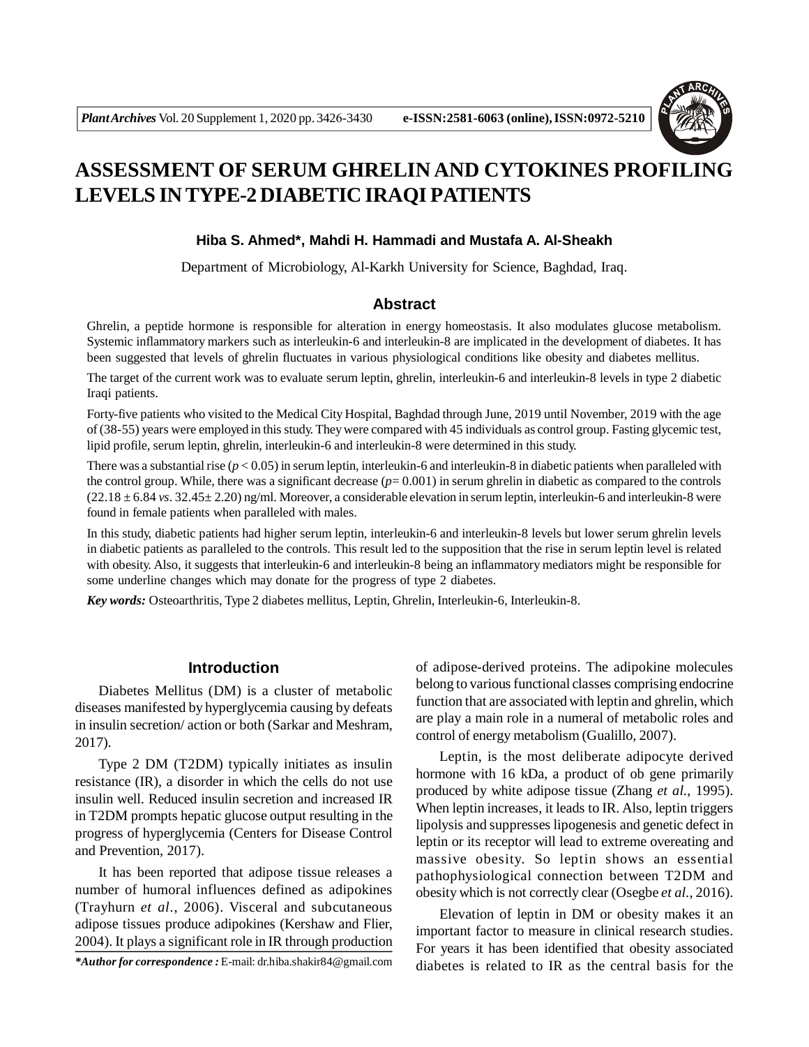# ASSESSMENT OF SERUM GHRELIN AND CYTOKINES PROFILING LEVELS IN TYPE-2 DIABETIC IRAQI PATIENTS

**Hiba S. Ahmed*, Mahdi H. Hammadi and Mustafa A. Al-Sheakh**

Department of Microbiology, Al-Karkh University for Science, Baghdad, Iraq.

## Abstract

Ghrelin, a peptide hormone is responsible for alteration in energy homeostasis. It also modulates glucose metabolism. Systemic inflammatory markers such as interleukin-6 and interleukin-8 are implicated in the development of diabetes. It has been suggested that levels of ghrelin fluctuates in various physiological conditions like obesity and diabetes mellitus.

The target of the current work was to evaluate serum leptin, ghrelin, interleukin-6 and interleukin-8 levels in type 2 diabetic Iraqi patients.

Forty-five patients who visited to the Medical City Hospital, Baghdad through June, 2019 until November, 2019 with the age of (38-55) years were employed in this study. They were compared with 45 individuals as control group. Fasting glycemic test, lipid profile, serum leptin, ghrelin, interleukin-6 and interleukin-8 were determined in this study.

There was a substantial rise ($p < 0.05$) in serum leptin, interleukin-6 and interleukin-8 in diabetic patients when paralleled with the control group. While, there was a significant decrease ($p = 0.001$) in serum ghrelin in diabetic as compared to the controls ($22.18 \pm 6.84$ *vs*. $32.45 \pm 2.20$) ng/ml. Moreover, a considerable elevation in serum leptin, interleukin-6 and interleukin-8 were found in female patients when paralleled with males.

In this study, diabetic patients had higher serum leptin, interleukin-6 and interleukin-8 levels but lower serum ghrelin levels in diabetic patients as paralleled to the controls. This result led to the supposition that the rise in serum leptin level is related with obesity. Also, it suggests that interleukin-6 and interleukin-8 being an inflammatory mediators might be responsible for some underline changes which may donate for the progress of type 2 diabetes.

***Key words:*** Osteoarthritis, Type 2 diabetes mellitus, Leptin, Ghrelin, Interleukin-6, Interleukin-8.

## Introduction

Diabetes Mellitus (DM) is a cluster of metabolic diseases manifested by hyperglycemia causing by defeats in insulin secretion/ action or both (Sarkar and Meshram, 2017).

Type 2 DM (T2DM) typically initiates as insulin resistance (IR), a disorder in which the cells do not use insulin well. Reduced insulin secretion and increased IR in T2DM prompts hepatic glucose output resulting in the progress of hyperglycemia (Centers for Disease Control and Prevention, 2017).

It has been reported that adipose tissue releases a number of humoral influences defined as adipokines (Trayhurn *et al*., 2006). Visceral and subcutaneous adipose tissues produce adipokines (Kershaw and Flier, 2004). It plays a significant role in IR through production of adipose-derived proteins. The adipokine molecules belong to various functional classes comprising endocrine function that are associated with leptin and ghrelin, which are play a main role in a numeral of metabolic roles and control of energy metabolism (Gualillo, 2007).

Leptin, is the most deliberate adipocyte derived hormone with 16 kDa, a product of ob gene primarily produced by white adipose tissue (Zhang *et al*., 1995). When leptin increases, it leads to IR. Also, leptin triggers lipolysis and suppresses lipogenesis and genetic defect in leptin or its receptor will lead to extreme overeating and massive obesity. So leptin shows an essential pathophysiological connection between T2DM and obesity which is not correctly clear (Osegbe *et al*., 2016).

Elevation of leptin in DM or obesity makes it an important factor to measure in clinical research studies. For years it has been identified that obesity associated diabetes is related to IR as the central basis for the

***Author for correspondence :** E-mail: dr.hiba.shakir84@gmail.com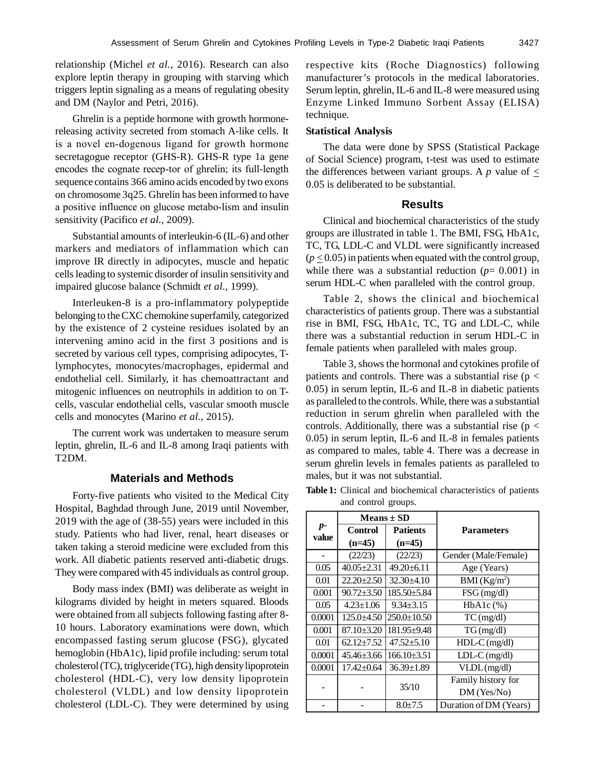relationship (Michel *et al.*, 2016). Research can also explore leptin therapy in grouping with starving which triggers leptin signaling as a means of regulating obesity and DM (Naylor and Petri, 2016).

Ghrelin is a peptide hormone with growth hormone-releasing activity secreted from stomach A-like cells. It is a novel en-dogenous ligand for growth hormone secretagogue receptor (GHS-R). GHS-R type 1a gene encodes the cognate recep-tor of ghrelin; its full-length sequence contains 366 amino acids encoded by two exons on chromosome 3q25. Ghrelin has been informed to have a positive influence on glucose metabo-lism and insulin sensitivity (Pacifico *et al.*, 2009).

Substantial amounts of interleukin-6 (IL-6) and other markers and mediators of inflammation which can improve IR directly in adipocytes, muscle and hepatic cells leading to systemic disorder of insulin sensitivity and impaired glucose balance (Schmidt *et al*., 1999).

Interleuken-8 is a pro-inflammatory polypeptide belonging to the CXC chemokine superfamily, categorized by the existence of 2 cysteine residues isolated by an intervening amino acid in the first 3 positions and is secreted by various cell types, comprising adipocytes, T-lymphocytes, monocytes/macrophages, epidermal and endothelial cell. Similarly, it has chemoattractant and mitogenic influences on neutrophils in addition to on T-cells, vascular endothelial cells, vascular smooth muscle cells and monocytes (Marino *et al.*, 2015).

The current work was undertaken to measure serum leptin, ghrelin, IL-6 and IL-8 among Iraqi patients with T2DM.

## Materials and Methods

Forty-five patients who visited to the Medical City Hospital, Baghdad through June, 2019 until November, 2019 with the age of (38-55) years were included in this study. Patients who had liver, renal, heart diseases or taken taking a steroid medicine were excluded from this work. All diabetic patients reserved anti-diabetic drugs. They were compared with 45 individuals as control group.

Body mass index (BMI) was deliberate as weight in kilograms divided by height in meters squared. Bloods were obtained from all subjects following fasting after 8-10 hours. Laboratory examinations were down, which encompassed fasting serum glucose (FSG), glycated hemoglobin (HbA1c), lipid profile including: serum total cholesterol (TC), triglyceride (TG), high density lipoprotein cholesterol (HDL-C), very low density lipoprotein cholesterol (VLDL) and low density lipoprotein cholesterol (LDL-C). They were determined by using respective kits (Roche Diagnostics) following manufacturer's protocols in the medical laboratories. Serum leptin, ghrelin, IL-6 and IL-8 were measured using Enzyme Linked Immuno Sorbent Assay (ELISA) technique.

### Statistical Analysis

The data were done by SPSS (Statistical Package of Social Science) program, t-test was used to estimate the differences between variant groups. A *p* value of $\leq$ 0.05 is deliberated to be substantial.

## Results

Clinical and biochemical characteristics of the study groups are illustrated in table 1. The BMI, FSG, HbA1c, TC, TG, LDL-C and VLDL were significantly increased ($p \leq 0.05$) in patients when equated with the control group, while there was a substantial reduction ($p = 0.001$) in serum HDL-C when paralleled with the control group.

Table 2, shows the clinical and biochemical characteristics of patients group. There was a substantial rise in BMI, FSG, HbA1c, TC, TG and LDL-C, while there was a substantial reduction in serum HDL-C in female patients when paralleled with males group.

Table 3, shows the hormonal and cytokines profile of patients and controls. There was a substantial rise ($p < 0.05$) in serum leptin, IL-6 and IL-8 in diabetic patients as paralleled to the controls. While, there was a substantial reduction in serum ghrelin when paralleled with the controls. Additionally, there was a substantial rise ($p < 0.05$) in serum leptin, IL-6 and IL-8 in females patients as compared to males, table 4. There was a decrease in serum ghrelin levels in females patients as paralleled to males, but it was not substantial.

**Table 1:** Clinical and biochemical characteristics of patients and control groups.

| *p*-value | Means ± SD | | Parameters |
|---|---|---|---|
| | Control (n=45) | Patients (n=45) | |
| - | (22/23) | (22/23) | Gender (Male/Female) |
| 0.05 | 40.05±2.31 | 49.20±6.11 | Age (Years) |
| 0.01 | 22.20±2.50 | 32.30±4.10 | BMI (Kg/m$^2$) |
| 0.001 | 90.72±3.50 | 185.50±5.84 | FSG (mg/dl) |
| 0.05 | 4.23±1.06 | 9.34±3.15 | HbA1c (%) |
| 0.0001 | 125.0±4.50 | 250.0±10.50 | TC (mg/dl) |
| 0.001 | 87.10±3.20 | 181.95±9.48 | TG (mg/dl) |
| 0.01 | 62.12±7.52 | 47.52±5.10 | HDL-C (mg/dl) |
| 0.0001 | 45.46±3.66 | 166.10±3.51 | LDL-C (mg/dl) |
| 0.0001 | 17.42±0.64 | 36.39±1.89 | VLDL (mg/dl) |
| - | - | 35/10 | Family history for DM (Yes/No) |
| - | - | 8.0±7.5 | Duration of DM (Years) |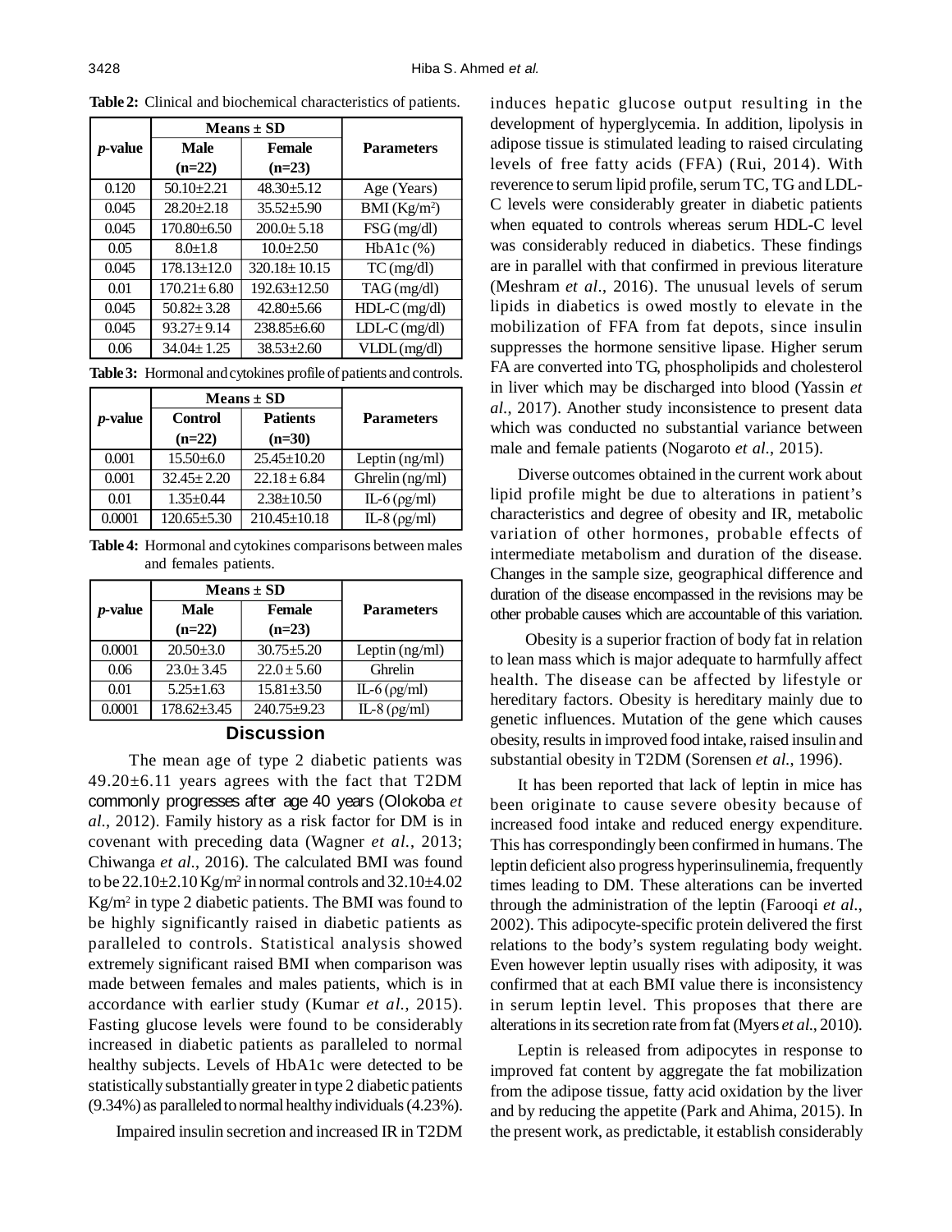**Table 2:** Clinical and biochemical characteristics of patients.

| *p*-value | Means ± SD | | Parameters |
|---|---|---|---|
| | Male (n=22) | Female (n=23) | |
| 0.120 | 50.10±2.21 | 48.30±5.12 | Age (Years) |
| 0.045 | 28.20±2.18 | 35.52±5.90 | BMI (Kg/m$^2$) |
| 0.045 | 170.80±6.50 | 200.0± 5.18 | FSG (mg/dl) |
| 0.05 | 8.0±1.8 | 10.0±2.50 | HbA1c (%) |
| 0.045 | 178.13±12.0 | 320.18± 10.15 | TC (mg/dl) |
| 0.01 | 170.21± 6.80 | 192.63±12.50 | TAG (mg/dl) |
| 0.045 | 50.82± 3.28 | 42.80±5.66 | HDL-C (mg/dl) |
| 0.045 | 93.27± 9.14 | 238.85±6.60 | LDL-C (mg/dl) |
| 0.06 | 34.04± 1.25 | 38.53±2.60 | VLDL (mg/dl) |

**Table 3:** Hormonal and cytokines profile of patients and controls.

| *p*-value | Means ± SD | | Parameters |
|---|---|---|---|
| | Control (n=22) | Patients (n=30) | |
| 0.001 | 15.50±6.0 | 25.45±10.20 | Leptin (ng/ml) |
| 0.001 | 32.45± 2.20 | 22.18 ± 6.84 | Ghrelin (ng/ml) |
| 0.01 | 1.35±0.44 | 2.38±10.50 | IL-6 (ρg/ml) |
| 0.0001 | 120.65±5.30 | 210.45±10.18 | IL-8 (ρg/ml) |

**Table 4:** Hormonal and cytokines comparisons between males and females patients.

| *p*-value | Means ± SD | | Parameters |
|---|---|---|---|
| | Male (n=22) | Female (n=23) | |
| 0.0001 | 20.50±3.0 | 30.75±5.20 | Leptin (ng/ml) |
| 0.06 | 23.0± 3.45 | 22.0 ± 5.60 | Ghrelin |
| 0.01 | 5.25±1.63 | 15.81±3.50 | IL-6 (ρg/ml) |
| 0.0001 | 178.62±3.45 | 240.75±9.23 | IL-8 (ρg/ml) |

## Discussion

The mean age of type 2 diabetic patients was 49.20±6.11 years agrees with the fact that T2DM commonly progresses after age 40 years (Olokoba *et al.*, 2012). Family history as a risk factor for DM is in covenant with preceding data (Wagner *et al.*, 2013; Chiwanga *et al.*, 2016). The calculated BMI was found to be 22.10±2.10 Kg/m$^2$ in normal controls and 32.10±4.02 Kg/m$^2$ in type 2 diabetic patients. The BMI was found to be highly significantly raised in diabetic patients as paralleled to controls. Statistical analysis showed extremely significant raised BMI when comparison was made between females and males patients, which is in accordance with earlier study (Kumar *et al.*, 2015). Fasting glucose levels were found to be considerably increased in diabetic patients as paralleled to normal healthy subjects. Levels of HbA1c were detected to be statistically substantially greater in type 2 diabetic patients (9.34%) as paralleled to normal healthy individuals (4.23%).

Impaired insulin secretion and increased IR in T2DM induces hepatic glucose output resulting in the development of hyperglycemia. In addition, lipolysis in adipose tissue is stimulated leading to raised circulating levels of free fatty acids (FFA) (Rui, 2014). With reverence to serum lipid profile, serum TC, TG and LDL-C levels were considerably greater in diabetic patients when equated to controls whereas serum HDL-C level was considerably reduced in diabetics. These findings are in parallel with that confirmed in previous literature (Meshram *et al*., 2016). The unusual levels of serum lipids in diabetics is owed mostly to elevate in the mobilization of FFA from fat depots, since insulin suppresses the hormone sensitive lipase. Higher serum FA are converted into TG, phospholipids and cholesterol in liver which may be discharged into blood (Yassin *et al.*, 2017). Another study inconsistence to present data which was conducted no substantial variance between male and female patients (Nogaroto *et al.*, 2015).

Diverse outcomes obtained in the current work about lipid profile might be due to alterations in patient's characteristics and degree of obesity and IR, metabolic variation of other hormones, probable effects of intermediate metabolism and duration of the disease. Changes in the sample size, geographical difference and duration of the disease encompassed in the revisions may be other probable causes which are accountable of this variation.

Obesity is a superior fraction of body fat in relation to lean mass which is major adequate to harmfully affect health. The disease can be affected by lifestyle or hereditary factors. Obesity is hereditary mainly due to genetic influences. Mutation of the gene which causes obesity, results in improved food intake, raised insulin and substantial obesity in T2DM (Sorensen *et al.*, 1996).

It has been reported that lack of leptin in mice has been originate to cause severe obesity because of increased food intake and reduced energy expenditure. This has correspondingly been confirmed in humans. The leptin deficient also progress hyperinsulinemia, frequently times leading to DM. These alterations can be inverted through the administration of the leptin (Farooqi *et al.*, 2002). This adipocyte-specific protein delivered the first relations to the body's system regulating body weight. Even however leptin usually rises with adiposity, it was confirmed that at each BMI value there is inconsistency in serum leptin level. This proposes that there are alterations in its secretion rate from fat (Myers *et al.*, 2010).

Leptin is released from adipocytes in response to improved fat content by aggregate the fat mobilization from the adipose tissue, fatty acid oxidation by the liver and by reducing the appetite (Park and Ahima, 2015). In the present work, as predictable, it establish considerably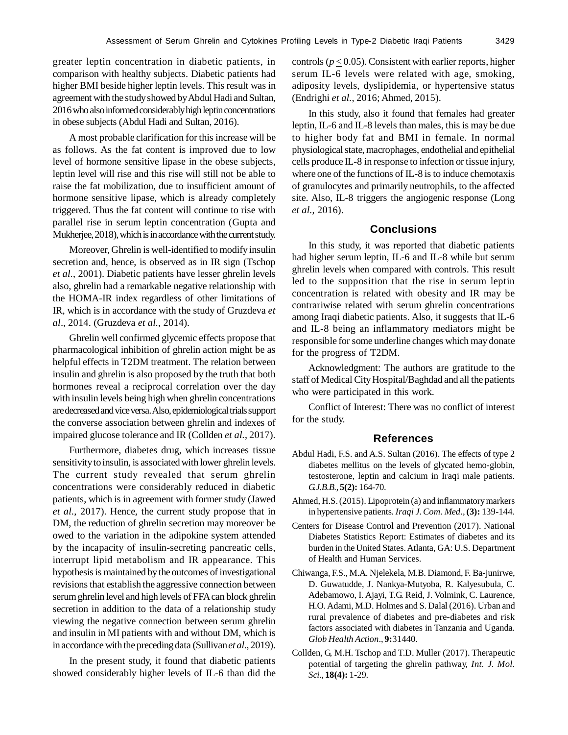greater leptin concentration in diabetic patients, in comparison with healthy subjects. Diabetic patients had higher BMI beside higher leptin levels. This result was in agreement with the study showed by Abdul Hadi and Sultan, 2016 who also informed considerably high leptin concentrations in obese subjects (Abdul Hadi and Sultan, 2016).

A most probable clarification for this increase will be as follows. As the fat content is improved due to low level of hormone sensitive lipase in the obese subjects, leptin level will rise and this rise will still not be able to raise the fat mobilization, due to insufficient amount of hormone sensitive lipase, which is already completely triggered. Thus the fat content will continue to rise with parallel rise in serum leptin concentration (Gupta and Mukherjee, 2018), which is in accordance with the current study.

Moreover, Ghrelin is well-identified to modify insulin secretion and, hence, is observed as in IR sign (Tschop *et al.*, 2001). Diabetic patients have lesser ghrelin levels also, ghrelin had a remarkable negative relationship with the HOMA-IR index regardless of other limitations of IR, which is in accordance with the study of Gruzdeva *et al*., 2014. (Gruzdeva *et al.*, 2014).

Ghrelin well confirmed glycemic effects propose that pharmacological inhibition of ghrelin action might be as helpful effects in T2DM treatment. The relation between insulin and ghrelin is also proposed by the truth that both hormones reveal a reciprocal correlation over the day with insulin levels being high when ghrelin concentrations are decreased and vice versa. Also, epidemiological trials support the converse association between ghrelin and indexes of impaired glucose tolerance and IR (Collden *et al.*, 2017).

Furthermore, diabetes drug, which increases tissue sensitivity to insulin, is associated with lower ghrelin levels. The current study revealed that serum ghrelin concentrations were considerably reduced in diabetic patients, which is in agreement with former study (Jawed *et al.*, 2017). Hence, the current study propose that in DM, the reduction of ghrelin secretion may moreover be owed to the variation in the adipokine system attended by the incapacity of insulin-secreting pancreatic cells, interrupt lipid metabolism and IR appearance. This hypothesis is maintained by the outcomes of investigational revisions that establish the aggressive connection between serum ghrelin level and high levels of FFA can block ghrelin secretion in addition to the data of a relationship study viewing the negative connection between serum ghrelin and insulin in MI patients with and without DM, which is in accordance with the preceding data (Sullivan *et al.*, 2019).

In the present study, it found that diabetic patients showed considerably higher levels of IL-6 than did the controls ($p \leq 0.05$). Consistent with earlier reports, higher serum IL-6 levels were related with age, smoking, adiposity levels, dyslipidemia, or hypertensive status (Endrighi *et al.*, 2016; Ahmed, 2015).

In this study, also it found that females had greater leptin, IL-6 and IL-8 levels than males, this is may be due to higher body fat and BMI in female. In normal physiological state, macrophages, endothelial and epithelial cells produce IL-8 in response to infection or tissue injury, where one of the functions of IL-8 is to induce chemotaxis of granulocytes and primarily neutrophils, to the affected site. Also, IL-8 triggers the angiogenic response (Long *et al.*, 2016).

## Conclusions

In this study, it was reported that diabetic patients had higher serum leptin, IL-6 and IL-8 while but serum ghrelin levels when compared with controls. This result led to the supposition that the rise in serum leptin concentration is related with obesity and IR may be contrariwise related with serum ghrelin concentrations among Iraqi diabetic patients. Also, it suggests that lL-6 and IL-8 being an inflammatory mediators might be responsible for some underline changes which may donate for the progress of T2DM.

Acknowledgment: The authors are gratitude to the staff of Medical City Hospital/Baghdad and all the patients who were participated in this work.

Conflict of Interest: There was no conflict of interest for the study.

## References

Abdul Hadi, F.S. and A.S. Sultan (2016). The effects of type 2 diabetes mellitus on the levels of glycated hemo-globin, testosterone, leptin and calcium in Iraqi male patients. *G.J.B.B.*, **5(2):** 164-70.

Ahmed, H.S. (2015). Lipoprotein (a) and inflammatory markers in hypertensive patients. *Iraqi J. Com. Med*., **(3):** 139-144.

Centers for Disease Control and Prevention (2017). National Diabetes Statistics Report: Estimates of diabetes and its burden in the United States. Atlanta, GA: U.S. Department of Health and Human Services.

Chiwanga, F.S., M.A. Njelekela, M.B. Diamond, F. Ba-junirwe, D. Guwatudde, J. Nankya-Mutyoba, R. Kalyesubula, C. Adebamowo, I. Ajayi, T.G. Reid, J. Volmink, C. Laurence, H.O. Adami, M.D. Holmes and S. Dalal (2016). Urban and rural prevalence of diabetes and pre-diabetes and risk factors associated with diabetes in Tanzania and Uganda. *Glob Health Action*., **9:**31440.

Collden, G., M.H. Tschop and T.D. Muller (2017). Therapeutic potential of targeting the ghrelin pathway, *Int. J. Mol. Sci*., **18(4):** 1-29.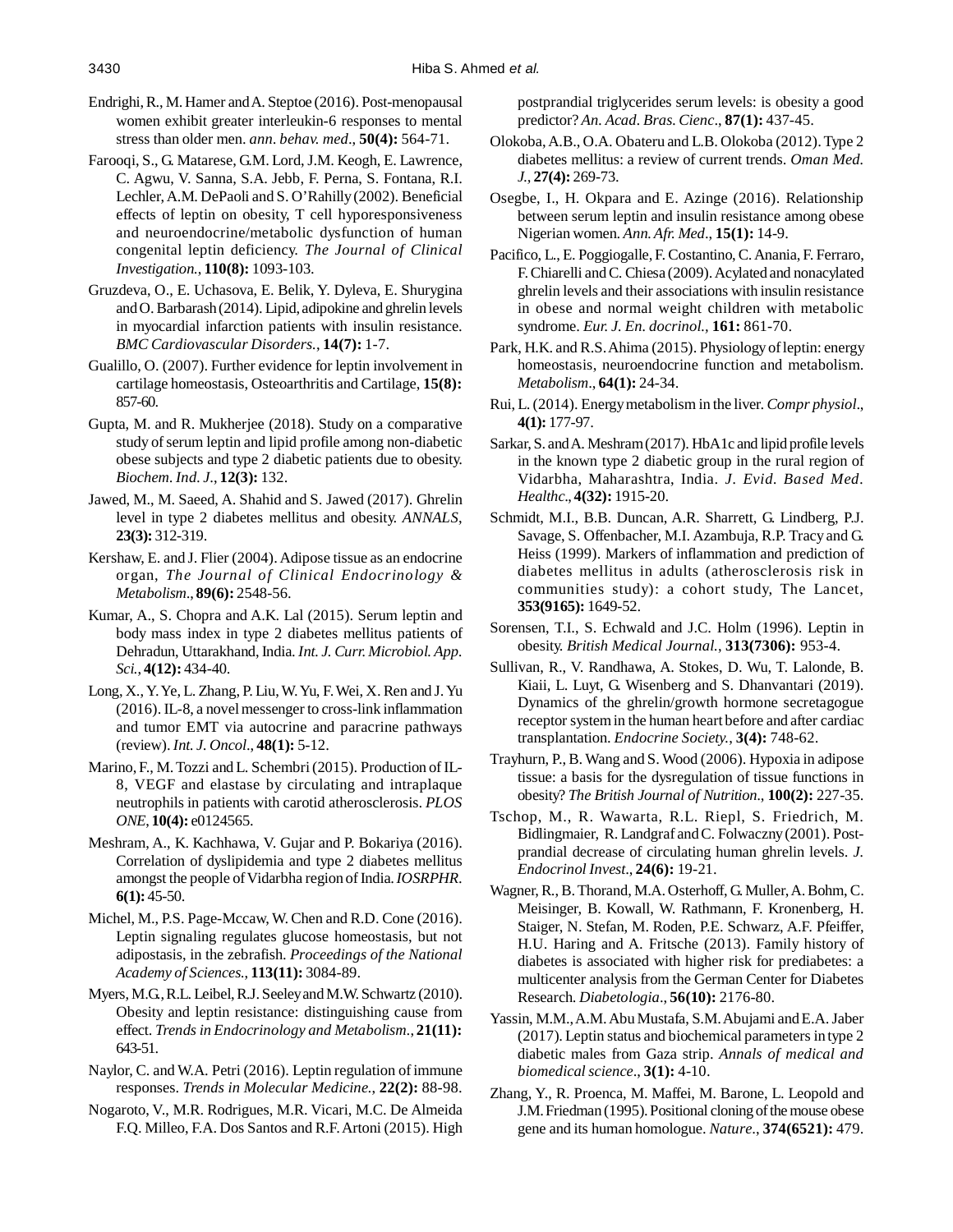Endrighi, R., M. Hamer and A. Steptoe (2016). Post-menopausal women exhibit greater interleukin-6 responses to mental stress than older men. *ann. behav. med*., **50(4):** 564-71.

Farooqi, S., G. Matarese, G.M. Lord, J.M. Keogh, E. Lawrence, C. Agwu, V. Sanna, S.A. Jebb, F. Perna, S. Fontana, R.I. Lechler, A.M. DePaoli and S. O'Rahilly (2002). Beneficial effects of leptin on obesity, T cell hyporesponsiveness and neuroendocrine/metabolic dysfunction of human congenital leptin deficiency. *The Journal of Clinical Investigation.*, **110(8):** 1093-103.

Gruzdeva, O., E. Uchasova, E. Belik, Y. Dyleva, E. Shurygina and O. Barbarash (2014). Lipid, adipokine and ghrelin levels in myocardial infarction patients with insulin resistance. *BMC Cardiovascular Disorders.*, **14(7):** 1-7.

Gualillo, O. (2007). Further evidence for leptin involvement in cartilage homeostasis, Osteoarthritis and Cartilage, **15(8):** 857-60.

Gupta, M. and R. Mukherjee (2018). Study on a comparative study of serum leptin and lipid profile among non-diabetic obese subjects and type 2 diabetic patients due to obesity. *Biochem. Ind. J.*, **12(3):** 132.

Jawed, M., M. Saeed, A. Shahid and S. Jawed (2017). Ghrelin level in type 2 diabetes mellitus and obesity. *ANNALS*, **23(3):** 312-319.

Kershaw, E. and J. Flier (2004). Adipose tissue as an endocrine organ, *The Journal of Clinical Endocrinology & Metabolism*., **89(6):** 2548-56.

Kumar, A., S. Chopra and A.K. Lal (2015). Serum leptin and body mass index in type 2 diabetes mellitus patients of Dehradun, Uttarakhand, India. *Int. J. Curr. Microbiol. App. Sci.*, **4(12):** 434-40.

Long, X., Y. Ye, L. Zhang, P. Liu, W. Yu, F. Wei, X. Ren and J. Yu (2016). IL-8, a novel messenger to cross-link inflammation and tumor EMT via autocrine and paracrine pathways (review). *Int. J. Oncol*., **48(1):** 5-12.

Marino, F., M. Tozzi and L. Schembri (2015). Production of IL-8, VEGF and elastase by circulating and intraplaque neutrophils in patients with carotid atherosclerosis. *PLOS ONE*, **10(4):** e0124565.

Meshram, A., K. Kachhawa, V. Gujar and P. Bokariya (2016). Correlation of dyslipidemia and type 2 diabetes mellitus amongst the people of Vidarbha region of India. *IOSRPHR*. **6(1):** 45-50.

Michel, M., P.S. Page-Mccaw, W. Chen and R.D. Cone (2016). Leptin signaling regulates glucose homeostasis, but not adipostasis, in the zebrafish. *Proceedings of the National Academy of Sciences.*, **113(11):** 3084-89.

Myers, M.G., R.L. Leibel, R.J. Seeley and M.W. Schwartz (2010). Obesity and leptin resistance: distinguishing cause from effect. *Trends in Endocrinology and Metabolism.*, **21(11):** 643-51.

Naylor, C. and W.A. Petri (2016). Leptin regulation of immune responses. *Trends in Molecular Medicine.*, **22(2):** 88-98.

Nogaroto, V., M.R. Rodrigues, M.R. Vicari, M.C. De Almeida F.Q. Milleo, F.A. Dos Santos and R.F. Artoni (2015). High postprandial triglycerides serum levels: is obesity a good predictor? *An. Acad. Bras. Cienc*., **87(1):** 437-45.

Olokoba, A.B., O.A. Obateru and L.B. Olokoba (2012). Type 2 diabetes mellitus: a review of current trends. *Oman Med. J.*, **27(4):** 269-73.

Osegbe, I., H. Okpara and E. Azinge (2016). Relationship between serum leptin and insulin resistance among obese Nigerian women. *Ann. Afr. Med*., **15(1):** 14-9.

Pacifico, L., E. Poggiogalle, F. Costantino, C. Anania, F. Ferraro, F. Chiarelli and C. Chiesa (2009). Acylated and nonacylated ghrelin levels and their associations with insulin resistance in obese and normal weight children with metabolic syndrome. *Eur. J. En. docrinol.*, **161:** 861-70.

Park, H.K. and R.S. Ahima (2015). Physiology of leptin: energy homeostasis, neuroendocrine function and metabolism. *Metabolism*., **64(1):** 24-34.

Rui, L. (2014). Energy metabolism in the liver. *Compr physiol*., **4(1):** 177-97.

Sarkar, S. and A. Meshram (2017). HbA1c and lipid profile levels in the known type 2 diabetic group in the rural region of Vidarbha, Maharashtra, India. *J. Evid. Based Med. Healthc*., **4(32):** 1915-20.

Schmidt, M.I., B.B. Duncan, A.R. Sharrett, G. Lindberg, P.J. Savage, S. Offenbacher, M.I. Azambuja, R.P. Tracy and G. Heiss (1999). Markers of inflammation and prediction of diabetes mellitus in adults (atherosclerosis risk in communities study): a cohort study, The Lancet, **353(9165):** 1649-52.

Sorensen, T.I., S. Echwald and J.C. Holm (1996). Leptin in obesity. *British Medical Journal.*, **313(7306):** 953-4.

Sullivan, R., V. Randhawa, A. Stokes, D. Wu, T. Lalonde, B. Kiaii, L. Luyt, G. Wisenberg and S. Dhanvantari (2019). Dynamics of the ghrelin/growth hormone secretagogue receptor system in the human heart before and after cardiac transplantation. *Endocrine Society.*, **3(4):** 748-62.

Trayhurn, P., B. Wang and S. Wood (2006). Hypoxia in adipose tissue: a basis for the dysregulation of tissue functions in obesity? *The British Journal of Nutrition*., **100(2):** 227-35.

Tschop, M., R. Wawarta, R.L. Riepl, S. Friedrich, M. Bidlingmaier, R. Landgraf and C. Folwaczny (2001). Post-prandial decrease of circulating human ghrelin levels. *J. Endocrinol Invest*., **24(6):** 19-21.

Wagner, R., B. Thorand, M.A. Osterhoff, G. Muller, A. Bohm, C. Meisinger, B. Kowall, W. Rathmann, F. Kronenberg, H. Staiger, N. Stefan, M. Roden, P.E. Schwarz, A.F. Pfeiffer, H.U. Haring and A. Fritsche (2013). Family history of diabetes is associated with higher risk for prediabetes: a multicenter analysis from the German Center for Diabetes Research. *Diabetologia*., **56(10):** 2176-80.

Yassin, M.M., A.M. Abu Mustafa, S.M. Abujami and E.A. Jaber (2017). Leptin status and biochemical parameters in type 2 diabetic males from Gaza strip. *Annals of medical and biomedical science*., **3(1):** 4-10.

Zhang, Y., R. Proenca, M. Maffei, M. Barone, L. Leopold and J.M. Friedman (1995). Positional cloning of the mouse obese gene and its human homologue. *Nature*., **374(6521):** 479.